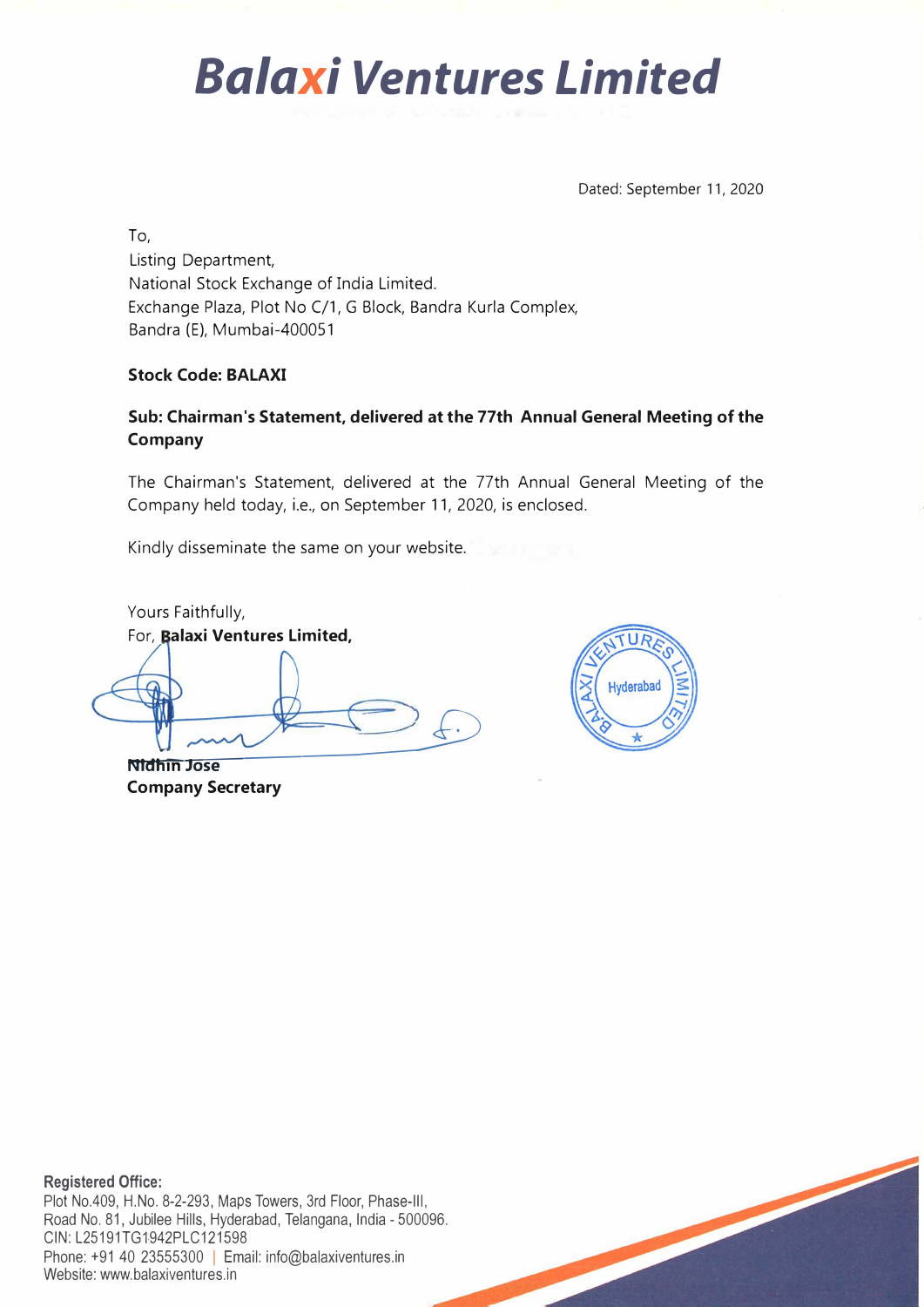# Balaxi Ventures Limited

Dated: September 11, 2020

To,  
Listing Department,  
National Stock Exchange of India Limited.  
Exchange Plaza, Plot No C/1, G Block, Bandra Kurla Complex,  
Bandra (E), Mumbai-400051

**Stock Code: BALAXI**

**Sub: Chairman's Statement, delivered at the 77th Annual General Meeting of the Company**

The Chairman's Statement, delivered at the 77th Annual General Meeting of the Company held today, i.e., on September 11, 2020, is enclosed.

Kindly disseminate the same on your website.

Yours Faithfully,  
For, **Balaxi Ventures Limited,**

**Nidhin Jose**  
**Company Secretary**

**Registered Office:**  
Plot No.409, H.No. 8-2-293, Maps Towers, 3rd Floor, Phase-III,  
Road No. 81, Jubilee Hills, Hyderabad, Telangana, India - 500096.  
CIN: L25191TG1942PLC121598  
Phone: +91 40 23555300 | Email: info@balaxiventures.in  
Website: www.balaxiventures.in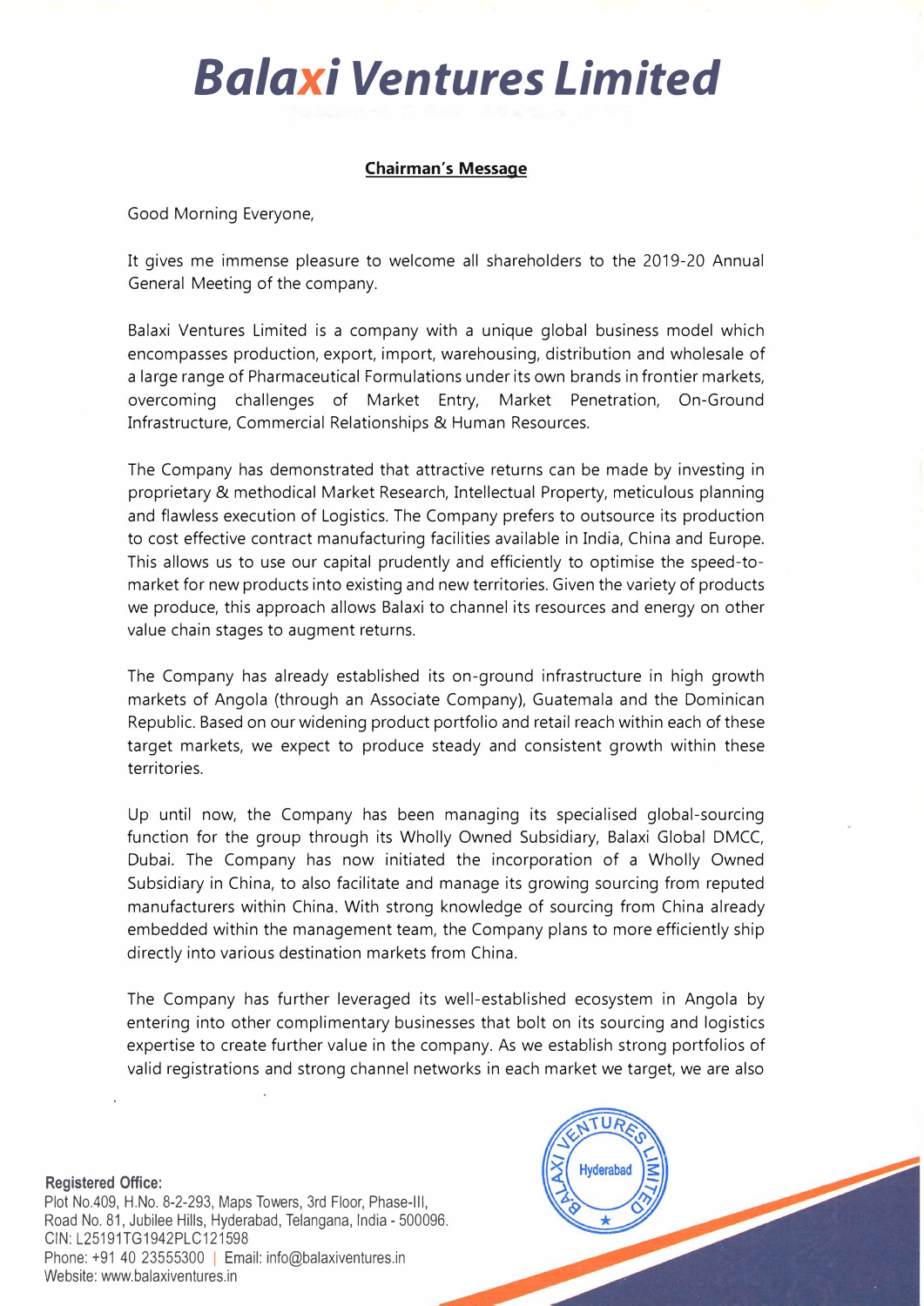# Balaxi Ventures Limited

## Chairman's Message

Good Morning Everyone,

It gives me immense pleasure to welcome all shareholders to the 2019-20 Annual General Meeting of the company.

Balaxi Ventures Limited is a company with a unique global business model which encompasses production, export, import, warehousing, distribution and wholesale of a large range of Pharmaceutical Formulations under its own brands in frontier markets, overcoming challenges of Market Entry, Market Penetration, On-Ground Infrastructure, Commercial Relationships & Human Resources.

The Company has demonstrated that attractive returns can be made by investing in proprietary & methodical Market Research, Intellectual Property, meticulous planning and flawless execution of Logistics. The Company prefers to outsource its production to cost effective contract manufacturing facilities available in India, China and Europe. This allows us to use our capital prudently and efficiently to optimise the speed-to-market for new products into existing and new territories. Given the variety of products we produce, this approach allows Balaxi to channel its resources and energy on other value chain stages to augment returns.

The Company has already established its on-ground infrastructure in high growth markets of Angola (through an Associate Company), Guatemala and the Dominican Republic. Based on our widening product portfolio and retail reach within each of these target markets, we expect to produce steady and consistent growth within these territories.

Up until now, the Company has been managing its specialised global-sourcing function for the group through its Wholly Owned Subsidiary, Balaxi Global DMCC, Dubai. The Company has now initiated the incorporation of a Wholly Owned Subsidiary in China, to also facilitate and manage its growing sourcing from reputed manufacturers within China. With strong knowledge of sourcing from China already embedded within the management team, the Company plans to more efficiently ship directly into various destination markets from China.

The Company has further leveraged its well-established ecosystem in Angola by entering into other complimentary businesses that bolt on its sourcing and logistics expertise to create further value in the company. As we establish strong portfolios of valid registrations and strong channel networks in each market we target, we are also

**Registered Office:**
Plot No.409, H.No. 8-2-293, Maps Towers, 3rd Floor, Phase-III,
Road No. 81, Jubilee Hills, Hyderabad, Telangana, India - 500096.
CIN: L25191TG1942PLC121598
Phone: +91 40 23555300 | Email: info@balaxiventures.in
Website: www.balaxiventures.in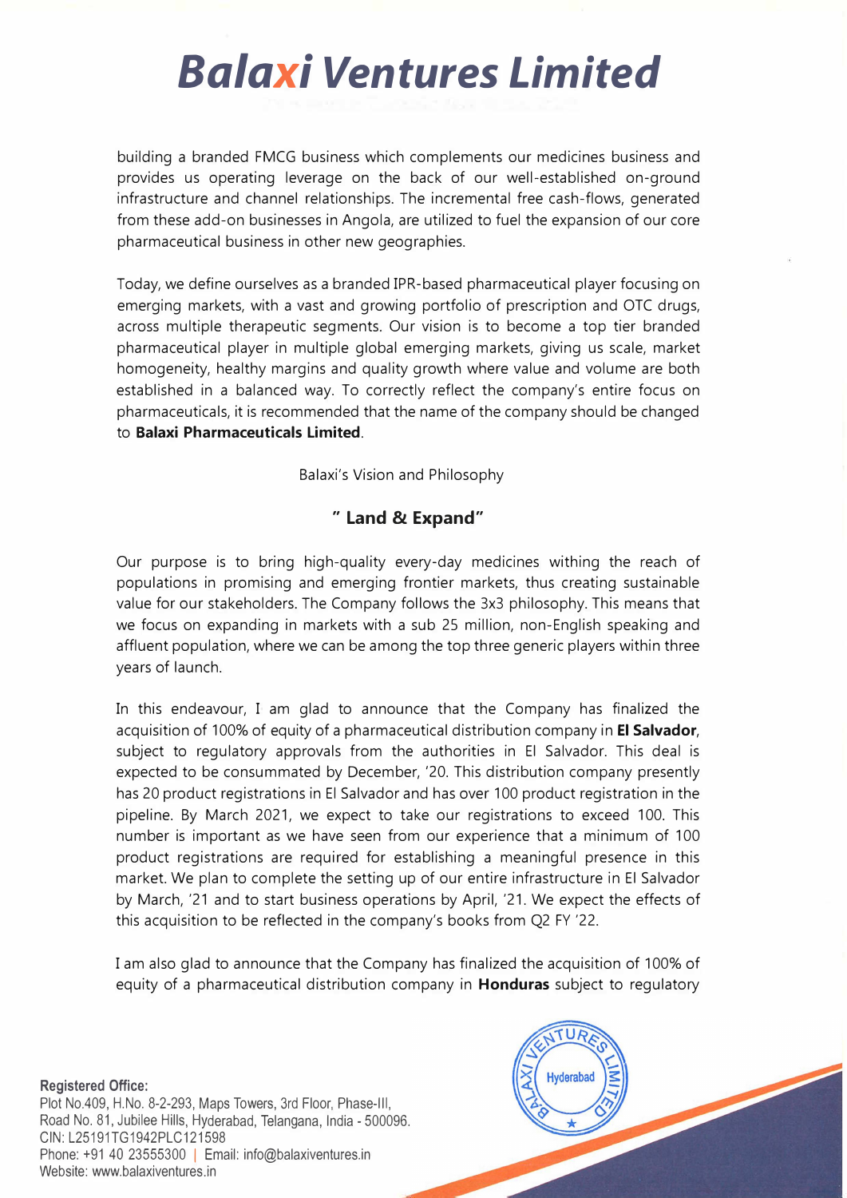building a branded FMCG business which complements our medicines business and provides us operating leverage on the back of our well-established on-ground infrastructure and channel relationships. The incremental free cash-flows, generated from these add-on businesses in Angola, are utilized to fuel the expansion of our core pharmaceutical business in other new geographies.

Today, we define ourselves as a branded IPR-based pharmaceutical player focusing on emerging markets, with a vast and growing portfolio of prescription and OTC drugs, across multiple therapeutic segments. Our vision is to become a top tier branded pharmaceutical player in multiple global emerging markets, giving us scale, market homogeneity, healthy margins and quality growth where value and volume are both established in a balanced way. To correctly reflect the company's entire focus on pharmaceuticals, it is recommended that the name of the company should be changed to **Balaxi Pharmaceuticals Limited**.

Balaxi's Vision and Philosophy

**" Land & Expand"**

Our purpose is to bring high-quality every-day medicines withing the reach of populations in promising and emerging frontier markets, thus creating sustainable value for our stakeholders. The Company follows the 3x3 philosophy. This means that we focus on expanding in markets with a sub 25 million, non-English speaking and affluent population, where we can be among the top three generic players within three years of launch.

In this endeavour, I am glad to announce that the Company has finalized the acquisition of 100% of equity of a pharmaceutical distribution company in **El Salvador**, subject to regulatory approvals from the authorities in El Salvador. This deal is expected to be consummated by December, '20. This distribution company presently has 20 product registrations in El Salvador and has over 100 product registration in the pipeline. By March 2021, we expect to take our registrations to exceed 100. This number is important as we have seen from our experience that a minimum of 100 product registrations are required for establishing a meaningful presence in this market. We plan to complete the setting up of our entire infrastructure in El Salvador by March, '21 and to start business operations by April, '21. We expect the effects of this acquisition to be reflected in the company's books from Q2 FY '22.

I am also glad to announce that the Company has finalized the acquisition of 100% of equity of a pharmaceutical distribution company in **Honduras** subject to regulatory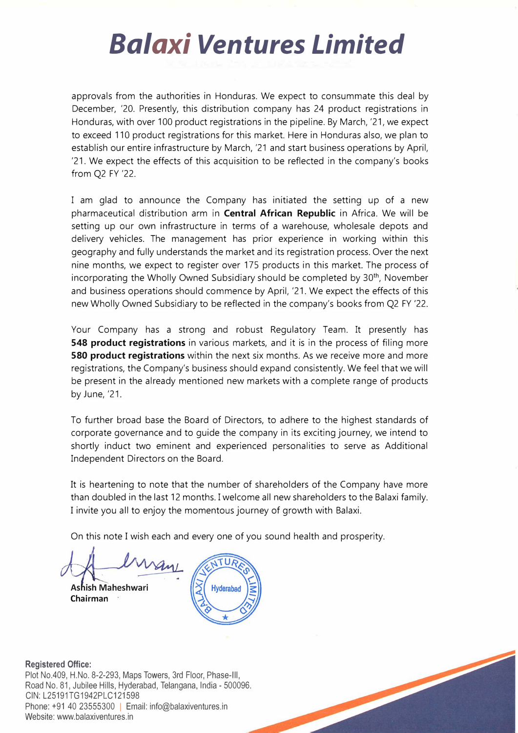approvals from the authorities in Honduras. We expect to consummate this deal by December, '20. Presently, this distribution company has 24 product registrations in Honduras, with over 100 product registrations in the pipeline. By March, '21, we expect to exceed 110 product registrations for this market. Here in Honduras also, we plan to establish our entire infrastructure by March, '21 and start business operations by April, '21. We expect the effects of this acquisition to be reflected in the company's books from Q2 FY '22.

I am glad to announce the Company has initiated the setting up of a new pharmaceutical distribution arm in **Central African Republic** in Africa. We will be setting up our own infrastructure in terms of a warehouse, wholesale depots and delivery vehicles. The management has prior experience in working within this geography and fully understands the market and its registration process. Over the next nine months, we expect to register over 175 products in this market. The process of incorporating the Wholly Owned Subsidiary should be completed by 30th, November and business operations should commence by April, '21. We expect the effects of this new Wholly Owned Subsidiary to be reflected in the company's books from Q2 FY '22.

Your Company has a strong and robust Regulatory Team. It presently has **548 product registrations** in various markets, and it is in the process of filing more **580 product registrations** within the next six months. As we receive more and more registrations, the Company's business should expand consistently. We feel that we will be present in the already mentioned new markets with a complete range of products by June, '21.

To further broad base the Board of Directors, to adhere to the highest standards of corporate governance and to guide the company in its exciting journey, we intend to shortly induct two eminent and experienced personalities to serve as Additional Independent Directors on the Board.

It is heartening to note that the number of shareholders of the Company have more than doubled in the last 12 months. I welcome all new shareholders to the Balaxi family. I invite you all to enjoy the momentous journey of growth with Balaxi.

On this note I wish each and every one of you sound health and prosperity.

**Ashish Maheshwari**
**Chairman**